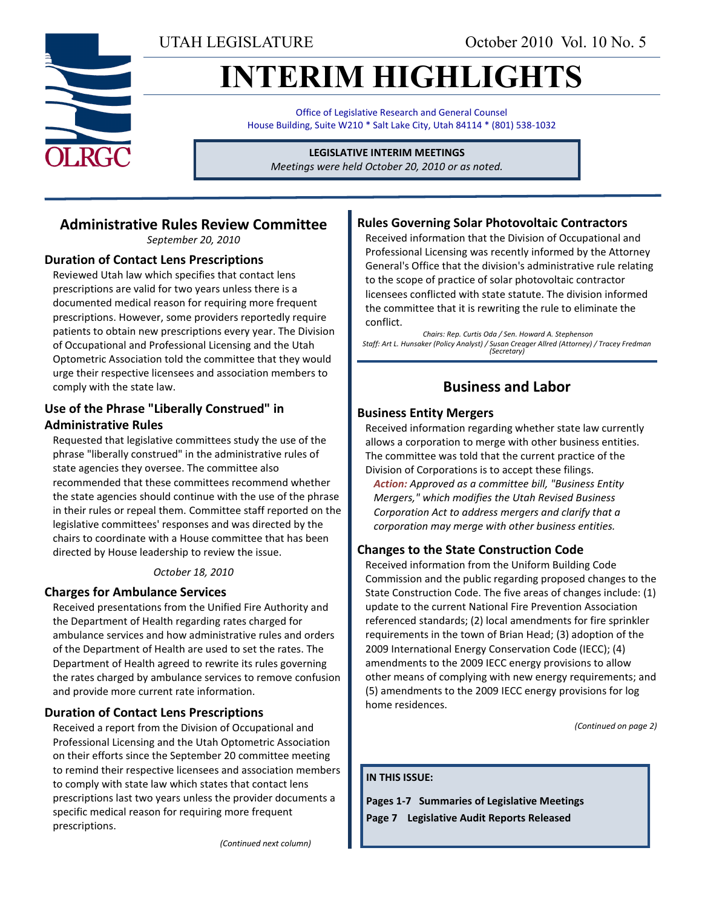UTAH LEGISLATURE October 2010 Vol. 10 No. 5

# INTERIM HIGHLIGHTS

Office of Legislative Research and General Counsel
House Building, Suite W210 * Salt Lake City, Utah 84114 * (801) 538-1032

**LEGISLATIVE INTERIM MEETINGS**
*Meetings were held October 20, 2010 or as noted.*

## Administrative Rules Review Committee

*September 20, 2010*

### Duration of Contact Lens Prescriptions

Reviewed Utah law which specifies that contact lens prescriptions are valid for two years unless there is a documented medical reason for requiring more frequent prescriptions. However, some providers reportedly require patients to obtain new prescriptions every year. The Division of Occupational and Professional Licensing and the Utah Optometric Association told the committee that they would urge their respective licensees and association members to comply with the state law.

### Use of the Phrase "Liberally Construed" in Administrative Rules

Requested that legislative committees study the use of the phrase "liberally construed" in the administrative rules of state agencies they oversee. The committee also recommended that these committees recommend whether the state agencies should continue with the use of the phrase in their rules or repeal them. Committee staff reported on the legislative committees' responses and was directed by the chairs to coordinate with a House committee that has been directed by House leadership to review the issue.

*October 18, 2010*

### Charges for Ambulance Services

Received presentations from the Unified Fire Authority and the Department of Health regarding rates charged for ambulance services and how administrative rules and orders of the Department of Health are used to set the rates. The Department of Health agreed to rewrite its rules governing the rates charged by ambulance services to remove confusion and provide more current rate information.

### Duration of Contact Lens Prescriptions

Received a report from the Division of Occupational and Professional Licensing and the Utah Optometric Association on their efforts since the September 20 committee meeting to remind their respective licensees and association members to comply with state law which states that contact lens prescriptions last two years unless the provider documents a specific medical reason for requiring more frequent prescriptions.

### Rules Governing Solar Photovoltaic Contractors

Received information that the Division of Occupational and Professional Licensing was recently informed by the Attorney General's Office that the division's administrative rule relating to the scope of practice of solar photovoltaic contractor licensees conflicted with state statute. The division informed the committee that it is rewriting the rule to eliminate the conflict.

*Chairs: Rep. Curtis Oda / Sen. Howard A. Stephenson*
*Staff: Art L. Hunsaker (Policy Analyst) / Susan Creager Allred (Attorney) / Tracey Fredman (Secretary)*

## Business and Labor

### Business Entity Mergers

Received information regarding whether state law currently allows a corporation to merge with other business entities. The committee was told that the current practice of the Division of Corporations is to accept these filings.

***Action:*** *Approved as a committee bill, "Business Entity Mergers," which modifies the Utah Revised Business Corporation Act to address mergers and clarify that a corporation may merge with other business entities.*

### Changes to the State Construction Code

Received information from the Uniform Building Code Commission and the public regarding proposed changes to the State Construction Code. The five areas of changes include: (1) update to the current National Fire Prevention Association referenced standards; (2) local amendments for fire sprinkler requirements in the town of Brian Head; (3) adoption of the 2009 International Energy Conservation Code (IECC); (4) amendments to the 2009 IECC energy provisions to allow other means of complying with new energy requirements; and (5) amendments to the 2009 IECC energy provisions for log home residences.

*(Continued on page 2)*

**IN THIS ISSUE:**

**Pages 1-7 Summaries of Legislative Meetings**
**Page 7 Legislative Audit Reports Released**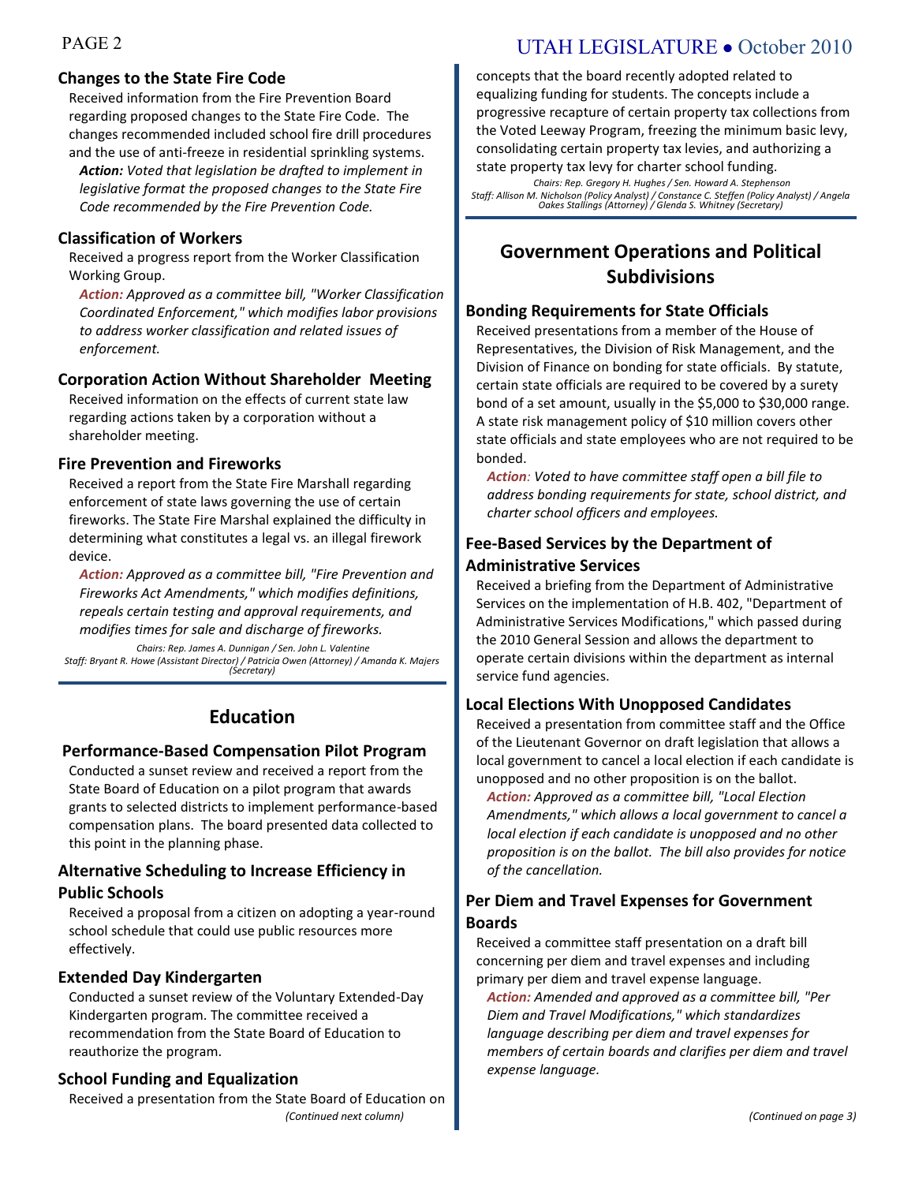### Changes to the State Fire Code

Received information from the Fire Prevention Board regarding proposed changes to the State Fire Code. The changes recommended included school fire drill procedures and the use of anti-freeze in residential sprinkling systems.

***Action:*** *Voted that legislation be drafted to implement in legislative format the proposed changes to the State Fire Code recommended by the Fire Prevention Code.*

### Classification of Workers

Received a progress report from the Worker Classification Working Group.

***Action:*** *Approved as a committee bill, "Worker Classification Coordinated Enforcement," which modifies labor provisions to address worker classification and related issues of enforcement.*

### Corporation Action Without Shareholder Meeting

Received information on the effects of current state law regarding actions taken by a corporation without a shareholder meeting.

### Fire Prevention and Fireworks

Received a report from the State Fire Marshall regarding enforcement of state laws governing the use of certain fireworks. The State Fire Marshal explained the difficulty in determining what constitutes a legal vs. an illegal firework device.

***Action:*** *Approved as a committee bill, "Fire Prevention and Fireworks Act Amendments," which modifies definitions, repeals certain testing and approval requirements, and modifies times for sale and discharge of fireworks.*

*Chairs: Rep. James A. Dunnigan / Sen. John L. Valentine*
*Staff: Bryant R. Howe (Assistant Director) / Patricia Owen (Attorney) / Amanda K. Majers (Secretary)*

## Education

### Performance-Based Compensation Pilot Program

Conducted a sunset review and received a report from the State Board of Education on a pilot program that awards grants to selected districts to implement performance-based compensation plans. The board presented data collected to this point in the planning phase.

### Alternative Scheduling to Increase Efficiency in Public Schools

Received a proposal from a citizen on adopting a year-round school schedule that could use public resources more effectively.

### Extended Day Kindergarten

Conducted a sunset review of the Voluntary Extended-Day Kindergarten program. The committee received a recommendation from the State Board of Education to reauthorize the program.

### School Funding and Equalization

Received a presentation from the State Board of Education on concepts that the board recently adopted related to equalizing funding for students. The concepts include a progressive recapture of certain property tax collections from the Voted Leeway Program, freezing the minimum basic levy, consolidating certain property tax levies, and authorizing a state property tax levy for charter school funding.

*Chairs: Rep. Gregory H. Hughes / Sen. Howard A. Stephenson*
*Staff: Allison M. Nicholson (Policy Analyst) / Constance C. Steffen (Policy Analyst) / Angela Oakes Stallings (Attorney) / Glenda S. Whitney (Secretary)*

## Government Operations and Political Subdivisions

### Bonding Requirements for State Officials

Received presentations from a member of the House of Representatives, the Division of Risk Management, and the Division of Finance on bonding for state officials. By statute, certain state officials are required to be covered by a surety bond of a set amount, usually in the $5,000 to $30,000 range. A state risk management policy of $10 million covers other state officials and state employees who are not required to be bonded.

***Action:*** *Voted to have committee staff open a bill file to address bonding requirements for state, school district, and charter school officers and employees.*

### Fee-Based Services by the Department of Administrative Services

Received a briefing from the Department of Administrative Services on the implementation of H.B. 402, "Department of Administrative Services Modifications," which passed during the 2010 General Session and allows the department to operate certain divisions within the department as internal service fund agencies.

### Local Elections With Unopposed Candidates

Received a presentation from committee staff and the Office of the Lieutenant Governor on draft legislation that allows a local government to cancel a local election if each candidate is unopposed and no other proposition is on the ballot.

***Action:*** *Approved as a committee bill, "Local Election Amendments," which allows a local government to cancel a local election if each candidate is unopposed and no other proposition is on the ballot. The bill also provides for notice of the cancellation.*

### Per Diem and Travel Expenses for Government Boards

Received a committee staff presentation on a draft bill concerning per diem and travel expenses and including primary per diem and travel expense language.

***Action:*** *Amended and approved as a committee bill, "Per Diem and Travel Modifications," which standardizes language describing per diem and travel expenses for members of certain boards and clarifies per diem and travel expense language.*

*(Continued on page 3)*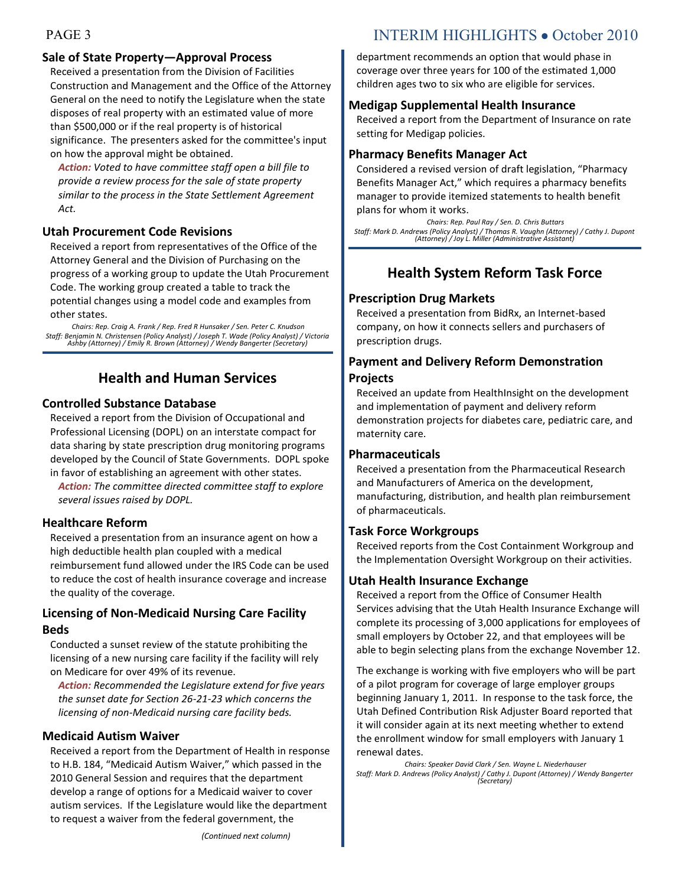### Sale of State Property—Approval Process

Received a presentation from the Division of Facilities Construction and Management and the Office of the Attorney General on the need to notify the Legislature when the state disposes of real property with an estimated value of more than $500,000 or if the real property is of historical significance. The presenters asked for the committee's input on how the approval might be obtained.

***Action:*** *Voted to have committee staff open a bill file to provide a review process for the sale of state property similar to the process in the State Settlement Agreement Act.*

### Utah Procurement Code Revisions

Received a report from representatives of the Office of the Attorney General and the Division of Purchasing on the progress of a working group to update the Utah Procurement Code. The working group created a table to track the potential changes using a model code and examples from other states.

*Chairs: Rep. Craig A. Frank / Rep. Fred R Hunsaker / Sen. Peter C. Knudson*
*Staff: Benjamin N. Christensen (Policy Analyst) / Joseph T. Wade (Policy Analyst) / Victoria Ashby (Attorney) / Emily R. Brown (Attorney) / Wendy Bangerter (Secretary)*

## Health and Human Services

### Controlled Substance Database

Received a report from the Division of Occupational and Professional Licensing (DOPL) on an interstate compact for data sharing by state prescription drug monitoring programs developed by the Council of State Governments. DOPL spoke in favor of establishing an agreement with other states.

***Action:*** *The committee directed committee staff to explore several issues raised by DOPL.*

### Healthcare Reform

Received a presentation from an insurance agent on how a high deductible health plan coupled with a medical reimbursement fund allowed under the IRS Code can be used to reduce the cost of health insurance coverage and increase the quality of the coverage.

### Licensing of Non-Medicaid Nursing Care Facility Beds

Conducted a sunset review of the statute prohibiting the licensing of a new nursing care facility if the facility will rely on Medicare for over 49% of its revenue.

***Action:*** *Recommended the Legislature extend for five years the sunset date for Section 26-21-23 which concerns the licensing of non-Medicaid nursing care facility beds.*

### Medicaid Autism Waiver

Received a report from the Department of Health in response to H.B. 184, "Medicaid Autism Waiver," which passed in the 2010 General Session and requires that the department develop a range of options for a Medicaid waiver to cover autism services. If the Legislature would like the department to request a waiver from the federal government, the department recommends an option that would phase in coverage over three years for 100 of the estimated 1,000 children ages two to six who are eligible for services.

### Medigap Supplemental Health Insurance

Received a report from the Department of Insurance on rate setting for Medigap policies.

### Pharmacy Benefits Manager Act

Considered a revised version of draft legislation, "Pharmacy Benefits Manager Act," which requires a pharmacy benefits manager to provide itemized statements to health benefit plans for whom it works.

*Chairs: Rep. Paul Ray / Sen. D. Chris Buttars*
*Staff: Mark D. Andrews (Policy Analyst) / Thomas R. Vaughn (Attorney) / Cathy J. Dupont (Attorney) / Joy L. Miller (Administrative Assistant)*

## Health System Reform Task Force

### Prescription Drug Markets

Received a presentation from BidRx, an Internet-based company, on how it connects sellers and purchasers of prescription drugs.

### Payment and Delivery Reform Demonstration Projects

Received an update from HealthInsight on the development and implementation of payment and delivery reform demonstration projects for diabetes care, pediatric care, and maternity care.

### Pharmaceuticals

Received a presentation from the Pharmaceutical Research and Manufacturers of America on the development, manufacturing, distribution, and health plan reimbursement of pharmaceuticals.

### Task Force Workgroups

Received reports from the Cost Containment Workgroup and the Implementation Oversight Workgroup on their activities.

### Utah Health Insurance Exchange

Received a report from the Office of Consumer Health Services advising that the Utah Health Insurance Exchange will complete its processing of 3,000 applications for employees of small employers by October 22, and that employees will be able to begin selecting plans from the exchange November 12.

The exchange is working with five employers who will be part of a pilot program for coverage of large employer groups beginning January 1, 2011. In response to the task force, the Utah Defined Contribution Risk Adjuster Board reported that it will consider again at its next meeting whether to extend the enrollment window for small employers with January 1 renewal dates.

*Chairs: Speaker David Clark / Sen. Wayne L. Niederhauser*
*Staff: Mark D. Andrews (Policy Analyst) / Cathy J. Dupont (Attorney) / Wendy Bangerter (Secretary)*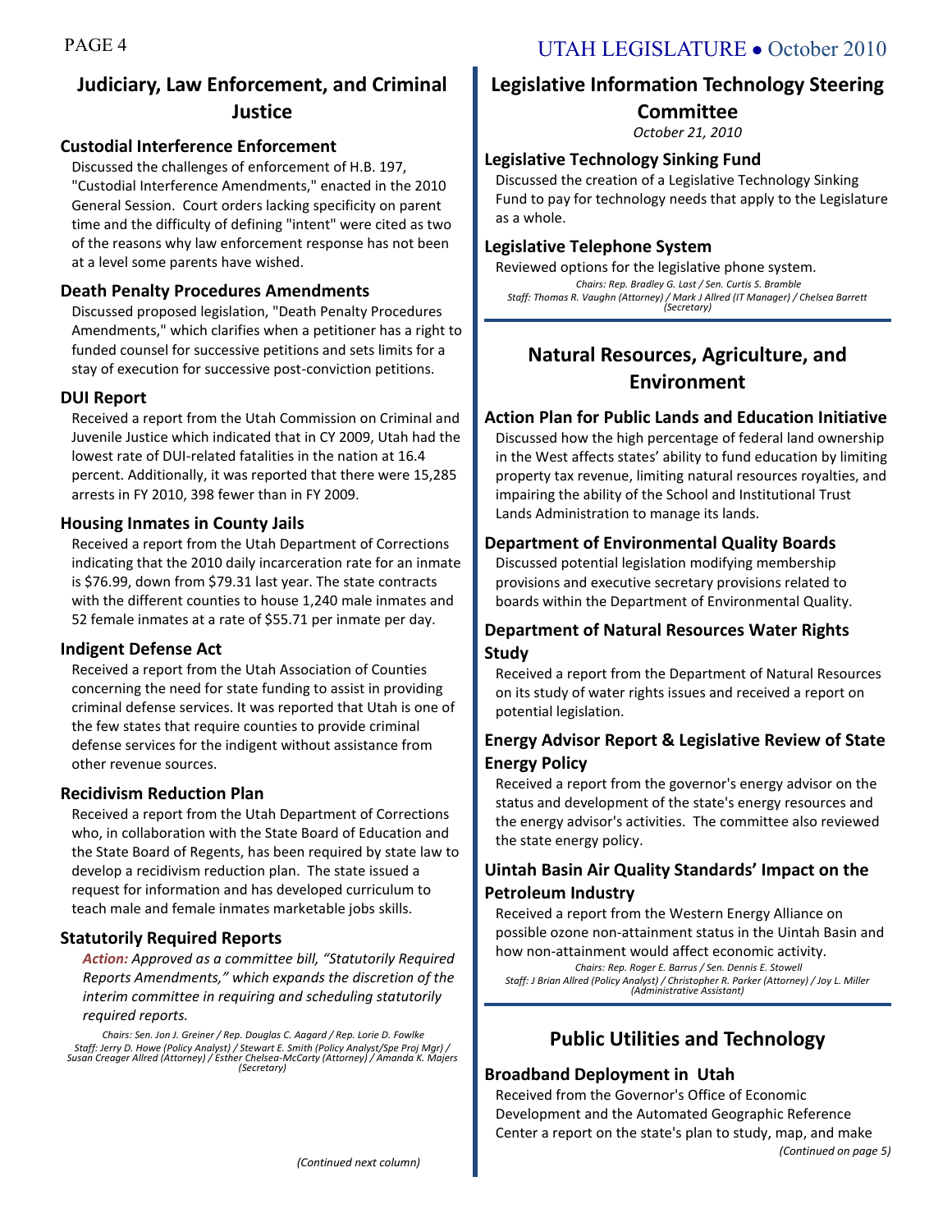## Judiciary, Law Enforcement, and Criminal Justice

### Custodial Interference Enforcement

Discussed the challenges of enforcement of H.B. 197, "Custodial Interference Amendments," enacted in the 2010 General Session. Court orders lacking specificity on parent time and the difficulty of defining "intent" were cited as two of the reasons why law enforcement response has not been at a level some parents have wished.

### Death Penalty Procedures Amendments

Discussed proposed legislation, "Death Penalty Procedures Amendments," which clarifies when a petitioner has a right to funded counsel for successive petitions and sets limits for a stay of execution for successive post-conviction petitions.

### DUI Report

Received a report from the Utah Commission on Criminal and Juvenile Justice which indicated that in CY 2009, Utah had the lowest rate of DUI-related fatalities in the nation at 16.4 percent. Additionally, it was reported that there were 15,285 arrests in FY 2010, 398 fewer than in FY 2009.

### Housing Inmates in County Jails

Received a report from the Utah Department of Corrections indicating that the 2010 daily incarceration rate for an inmate is $76.99, down from $79.31 last year. The state contracts with the different counties to house 1,240 male inmates and 52 female inmates at a rate of $55.71 per inmate per day.

### Indigent Defense Act

Received a report from the Utah Association of Counties concerning the need for state funding to assist in providing criminal defense services. It was reported that Utah is one of the few states that require counties to provide criminal defense services for the indigent without assistance from other revenue sources.

### Recidivism Reduction Plan

Received a report from the Utah Department of Corrections who, in collaboration with the State Board of Education and the State Board of Regents, has been required by state law to develop a recidivism reduction plan. The state issued a request for information and has developed curriculum to teach male and female inmates marketable jobs skills.

### Statutorily Required Reports

*Action: Approved as a committee bill, "Statutorily Required Reports Amendments," which expands the discretion of the interim committee in requiring and scheduling statutorily required reports.*

*Chairs: Sen. Jon J. Greiner / Rep. Douglas C. Aagard / Rep. Lorie D. Fowlke*
*Staff: Jerry D. Howe (Policy Analyst) / Stewart E. Smith (Policy Analyst/Spe Proj Mgr) / Susan Creager Allred (Attorney) / Esther Chelsea-McCarty (Attorney) / Amanda K. Majers (Secretary)*

## Legislative Information Technology Steering Committee

*October 21, 2010*

### Legislative Technology Sinking Fund

Discussed the creation of a Legislative Technology Sinking Fund to pay for technology needs that apply to the Legislature as a whole.

### Legislative Telephone System

Reviewed options for the legislative phone system.

*Chairs: Rep. Bradley G. Last / Sen. Curtis S. Bramble*
*Staff: Thomas R. Vaughn (Attorney) / Mark J Allred (IT Manager) / Chelsea Barrett (Secretary)*

## Natural Resources, Agriculture, and Environment

### Action Plan for Public Lands and Education Initiative

Discussed how the high percentage of federal land ownership in the West affects states' ability to fund education by limiting property tax revenue, limiting natural resources royalties, and impairing the ability of the School and Institutional Trust Lands Administration to manage its lands.

### Department of Environmental Quality Boards

Discussed potential legislation modifying membership provisions and executive secretary provisions related to boards within the Department of Environmental Quality.

### Department of Natural Resources Water Rights Study

Received a report from the Department of Natural Resources on its study of water rights issues and received a report on potential legislation.

### Energy Advisor Report & Legislative Review of State Energy Policy

Received a report from the governor's energy advisor on the status and development of the state's energy resources and the energy advisor's activities. The committee also reviewed the state energy policy.

### Uintah Basin Air Quality Standards' Impact on the Petroleum Industry

Received a report from the Western Energy Alliance on possible ozone non-attainment status in the Uintah Basin and how non-attainment would affect economic activity.

*Chairs: Rep. Roger E. Barrus / Sen. Dennis E. Stowell*
*Staff: J Brian Allred (Policy Analyst) / Christopher R. Parker (Attorney) / Joy L. Miller (Administrative Assistant)*

## Public Utilities and Technology

### Broadband Deployment in Utah

Received from the Governor's Office of Economic Development and the Automated Geographic Reference Center a report on the state's plan to study, map, and make

*(Continued on page 5)*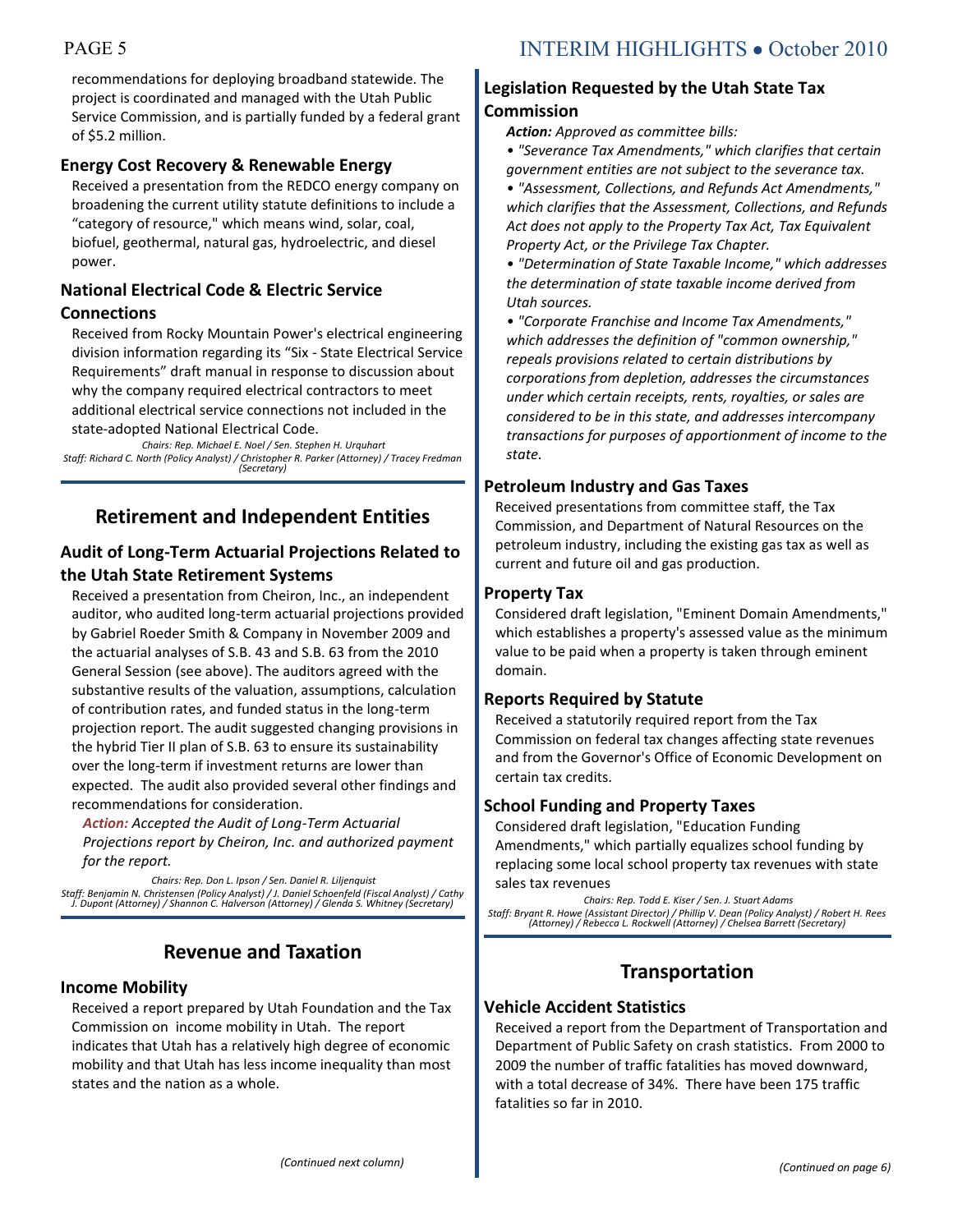recommendations for deploying broadband statewide. The project is coordinated and managed with the Utah Public Service Commission, and is partially funded by a federal grant of $5.2 million.

### Energy Cost Recovery & Renewable Energy

Received a presentation from the REDCO energy company on broadening the current utility statute definitions to include a "category of resource," which means wind, solar, coal, biofuel, geothermal, natural gas, hydroelectric, and diesel power.

### National Electrical Code & Electric Service Connections

Received from Rocky Mountain Power's electrical engineering division information regarding its "Six - State Electrical Service Requirements" draft manual in response to discussion about why the company required electrical contractors to meet additional electrical service connections not included in the state-adopted National Electrical Code.

*Chairs: Rep. Michael E. Noel / Sen. Stephen H. Urquhart*
*Staff: Richard C. North (Policy Analyst) / Christopher R. Parker (Attorney) / Tracey Fredman (Secretary)*

## Retirement and Independent Entities

### Audit of Long-Term Actuarial Projections Related to the Utah State Retirement Systems

Received a presentation from Cheiron, Inc., an independent auditor, who audited long-term actuarial projections provided by Gabriel Roeder Smith & Company in November 2009 and the actuarial analyses of S.B. 43 and S.B. 63 from the 2010 General Session (see above). The auditors agreed with the substantive results of the valuation, assumptions, calculation of contribution rates, and funded status in the long-term projection report. The audit suggested changing provisions in the hybrid Tier II plan of S.B. 63 to ensure its sustainability over the long-term if investment returns are lower than expected. The audit also provided several other findings and recommendations for consideration.

***Action:*** *Accepted the Audit of Long-Term Actuarial Projections report by Cheiron, Inc. and authorized payment for the report.*

*Chairs: Rep. Don L. Ipson / Sen. Daniel R. Liljenquist*
*Staff: Benjamin N. Christensen (Policy Analyst) / J. Daniel Schoenfeld (Fiscal Analyst) / Cathy J. Dupont (Attorney) / Shannon C. Halverson (Attorney) / Glenda S. Whitney (Secretary)*

## Revenue and Taxation

### Income Mobility

Received a report prepared by Utah Foundation and the Tax Commission on income mobility in Utah. The report indicates that Utah has a relatively high degree of economic mobility and that Utah has less income inequality than most states and the nation as a whole.

### Legislation Requested by the Utah State Tax Commission

***Action:*** *Approved as committee bills:*

- *"Severance Tax Amendments," which clarifies that certain government entities are not subject to the severance tax.*
- *"Assessment, Collections, and Refunds Act Amendments," which clarifies that the Assessment, Collections, and Refunds Act does not apply to the Property Tax Act, Tax Equivalent Property Act, or the Privilege Tax Chapter.*
- *"Determination of State Taxable Income," which addresses the determination of state taxable income derived from Utah sources.*
- *"Corporate Franchise and Income Tax Amendments," which addresses the definition of "common ownership," repeals provisions related to certain distributions by corporations from depletion, addresses the circumstances under which certain receipts, rents, royalties, or sales are considered to be in this state, and addresses intercompany transactions for purposes of apportionment of income to the state.*

### Petroleum Industry and Gas Taxes

Received presentations from committee staff, the Tax Commission, and Department of Natural Resources on the petroleum industry, including the existing gas tax as well as current and future oil and gas production.

### Property Tax

Considered draft legislation, "Eminent Domain Amendments," which establishes a property's assessed value as the minimum value to be paid when a property is taken through eminent domain.

### Reports Required by Statute

Received a statutorily required report from the Tax Commission on federal tax changes affecting state revenues and from the Governor's Office of Economic Development on certain tax credits.

### School Funding and Property Taxes

Considered draft legislation, "Education Funding Amendments," which partially equalizes school funding by replacing some local school property tax revenues with state sales tax revenues

*Chairs: Rep. Todd E. Kiser / Sen. J. Stuart Adams*
*Staff: Bryant R. Howe (Assistant Director) / Phillip V. Dean (Policy Analyst) / Robert H. Rees (Attorney) / Rebecca L. Rockwell (Attorney) / Chelsea Barrett (Secretary)*

## Transportation

### Vehicle Accident Statistics

Received a report from the Department of Transportation and Department of Public Safety on crash statistics. From 2000 to 2009 the number of traffic fatalities has moved downward, with a total decrease of 34%. There have been 175 traffic fatalities so far in 2010.

*(Continued on page 6)*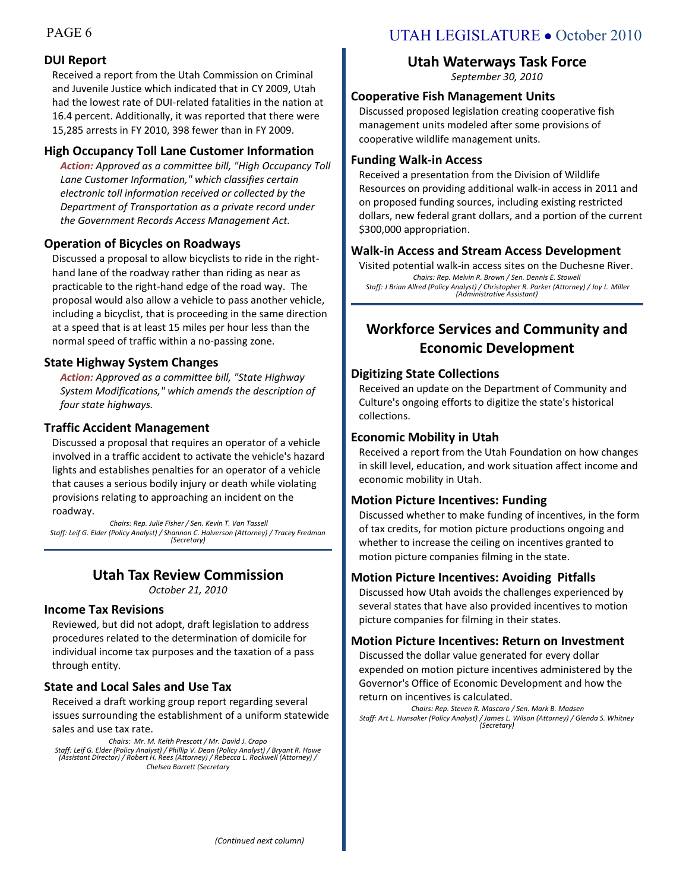### DUI Report

Received a report from the Utah Commission on Criminal and Juvenile Justice which indicated that in CY 2009, Utah had the lowest rate of DUI-related fatalities in the nation at 16.4 percent. Additionally, it was reported that there were 15,285 arrests in FY 2010, 398 fewer than in FY 2009.

### High Occupancy Toll Lane Customer Information

***Action:*** *Approved as a committee bill, "High Occupancy Toll Lane Customer Information," which classifies certain electronic toll information received or collected by the Department of Transportation as a private record under the Government Records Access Management Act.*

### Operation of Bicycles on Roadways

Discussed a proposal to allow bicyclists to ride in the right-hand lane of the roadway rather than riding as near as practicable to the right-hand edge of the road way. The proposal would also allow a vehicle to pass another vehicle, including a bicyclist, that is proceeding in the same direction at a speed that is at least 15 miles per hour less than the normal speed of traffic within a no-passing zone.

### State Highway System Changes

***Action:*** *Approved as a committee bill, "State Highway System Modifications," which amends the description of four state highways.*

### Traffic Accident Management

Discussed a proposal that requires an operator of a vehicle involved in a traffic accident to activate the vehicle's hazard lights and establishes penalties for an operator of a vehicle that causes a serious bodily injury or death while violating provisions relating to approaching an incident on the roadway.

*Chairs: Rep. Julie Fisher / Sen. Kevin T. Van Tassell*
*Staff: Leif G. Elder (Policy Analyst) / Shannon C. Halverson (Attorney) / Tracey Fredman (Secretary)*

## Utah Tax Review Commission

*October 21, 2010*

### Income Tax Revisions

Reviewed, but did not adopt, draft legislation to address procedures related to the determination of domicile for individual income tax purposes and the taxation of a pass through entity.

### State and Local Sales and Use Tax

Received a draft working group report regarding several issues surrounding the establishment of a uniform statewide sales and use tax rate.

*Chairs: Mr. M. Keith Prescott / Mr. David J. Crapo*
*Staff: Leif G. Elder (Policy Analyst) / Phillip V. Dean (Policy Analyst) / Bryant R. Howe (Assistant Director) / Robert H. Rees (Attorney) / Rebecca L. Rockwell (Attorney) / Chelsea Barrett (Secretary*

*(Continued next column)*

## Utah Waterways Task Force

*September 30, 2010*

### Cooperative Fish Management Units

Discussed proposed legislation creating cooperative fish management units modeled after some provisions of cooperative wildlife management units.

### Funding Walk-in Access

Received a presentation from the Division of Wildlife Resources on providing additional walk-in access in 2011 and on proposed funding sources, including existing restricted dollars, new federal grant dollars, and a portion of the current $300,000 appropriation.

### Walk-in Access and Stream Access Development

Visited potential walk-in access sites on the Duchesne River.

*Chairs: Rep. Melvin R. Brown / Sen. Dennis E. Stowell*
*Staff: J Brian Allred (Policy Analyst) / Christopher R. Parker (Attorney) / Joy L. Miller (Administrative Assistant)*

## Workforce Services and Community and Economic Development

### Digitizing State Collections

Received an update on the Department of Community and Culture's ongoing efforts to digitize the state's historical collections.

### Economic Mobility in Utah

Received a report from the Utah Foundation on how changes in skill level, education, and work situation affect income and economic mobility in Utah.

### Motion Picture Incentives: Funding

Discussed whether to make funding of incentives, in the form of tax credits, for motion picture productions ongoing and whether to increase the ceiling on incentives granted to motion picture companies filming in the state.

### Motion Picture Incentives: Avoiding Pitfalls

Discussed how Utah avoids the challenges experienced by several states that have also provided incentives to motion picture companies for filming in their states.

### Motion Picture Incentives: Return on Investment

Discussed the dollar value generated for every dollar expended on motion picture incentives administered by the Governor's Office of Economic Development and how the return on incentives is calculated.

*Chairs: Rep. Steven R. Mascaro / Sen. Mark B. Madsen*
*Staff: Art L. Hunsaker (Policy Analyst) / James L. Wilson (Attorney) / Glenda S. Whitney (Secretary)*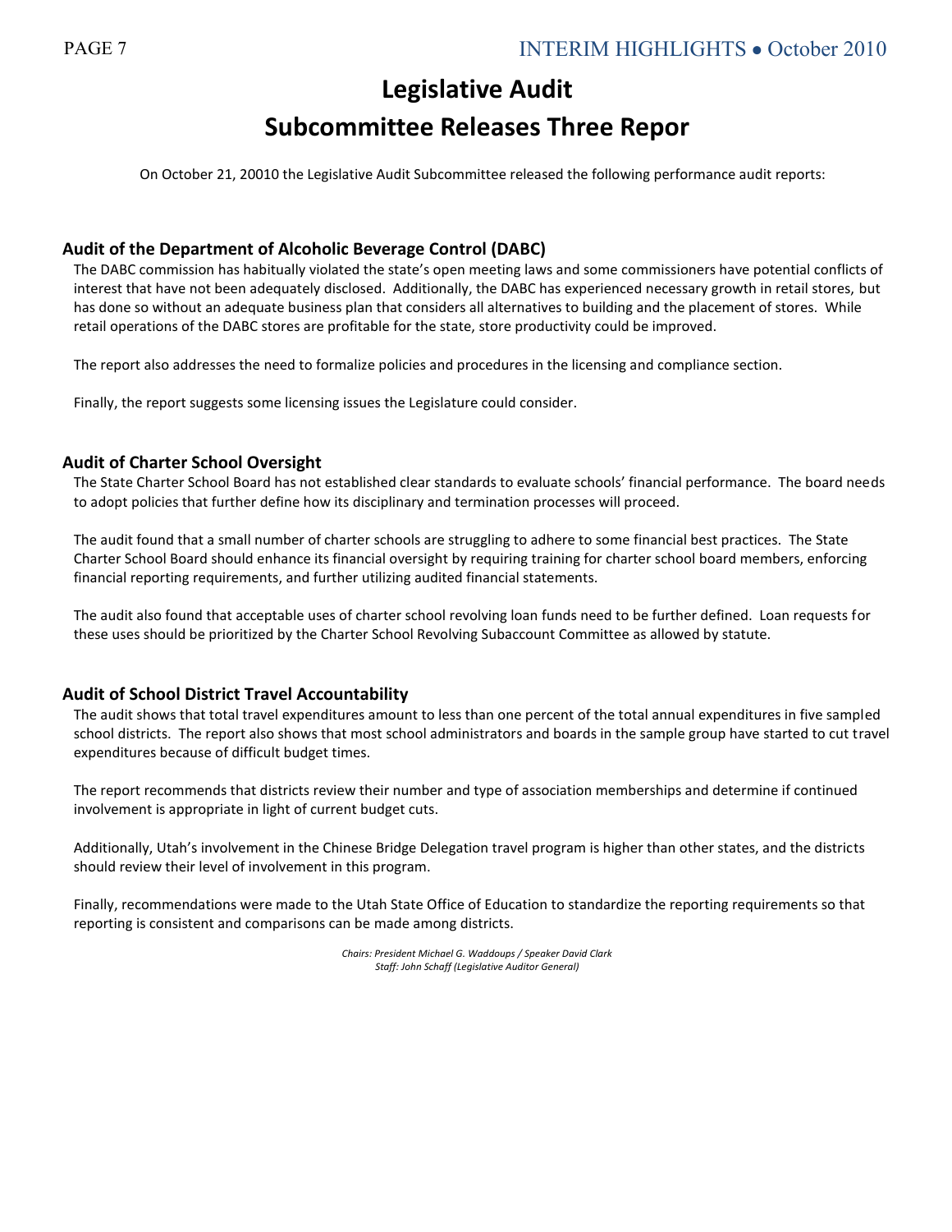# Legislative Audit Subcommittee Releases Three Repor

On October 21, 20010 the Legislative Audit Subcommittee released the following performance audit reports:

## Audit of the Department of Alcoholic Beverage Control (DABC)

The DABC commission has habitually violated the state's open meeting laws and some commissioners have potential conflicts of interest that have not been adequately disclosed. Additionally, the DABC has experienced necessary growth in retail stores, but has done so without an adequate business plan that considers all alternatives to building and the placement of stores. While retail operations of the DABC stores are profitable for the state, store productivity could be improved.

The report also addresses the need to formalize policies and procedures in the licensing and compliance section.

Finally, the report suggests some licensing issues the Legislature could consider.

## Audit of Charter School Oversight

The State Charter School Board has not established clear standards to evaluate schools' financial performance. The board needs to adopt policies that further define how its disciplinary and termination processes will proceed.

The audit found that a small number of charter schools are struggling to adhere to some financial best practices. The State Charter School Board should enhance its financial oversight by requiring training for charter school board members, enforcing financial reporting requirements, and further utilizing audited financial statements.

The audit also found that acceptable uses of charter school revolving loan funds need to be further defined. Loan requests for these uses should be prioritized by the Charter School Revolving Subaccount Committee as allowed by statute.

## Audit of School District Travel Accountability

The audit shows that total travel expenditures amount to less than one percent of the total annual expenditures in five sampled school districts. The report also shows that most school administrators and boards in the sample group have started to cut travel expenditures because of difficult budget times.

The report recommends that districts review their number and type of association memberships and determine if continued involvement is appropriate in light of current budget cuts.

Additionally, Utah's involvement in the Chinese Bridge Delegation travel program is higher than other states, and the districts should review their level of involvement in this program.

Finally, recommendations were made to the Utah State Office of Education to standardize the reporting requirements so that reporting is consistent and comparisons can be made among districts.

*Chairs: President Michael G. Waddoups / Speaker David Clark*
*Staff: John Schaff (Legislative Auditor General)*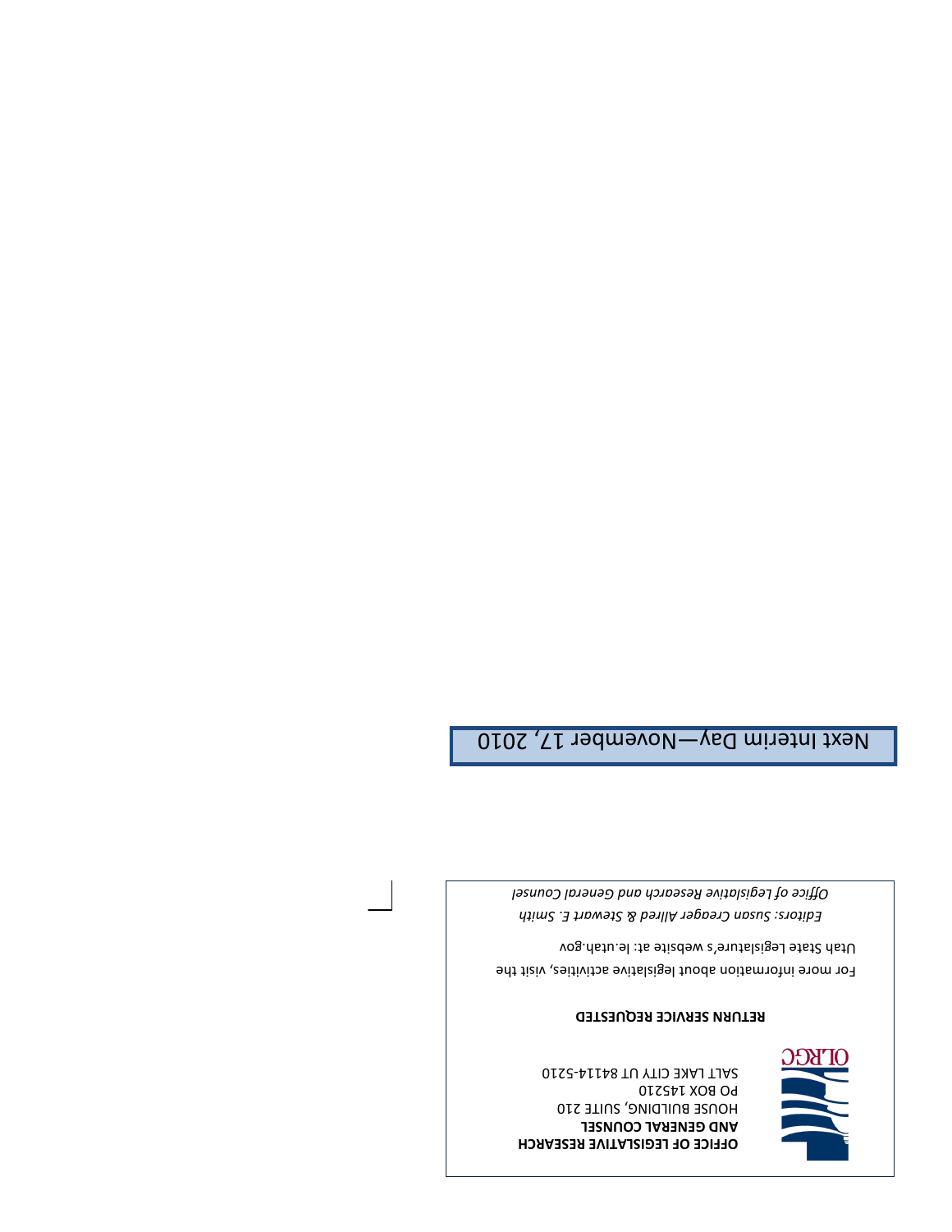Next Interim Day—November 17, 2010

**OFFICE OF LEGISLATIVE RESEARCH AND GENERAL COUNSEL**
HOUSE BUILDING, SUITE 210
PO BOX 145210
SALT LAKE CITY UT 84114-5210

**RETURN SERVICE REQUESTED**

For more information about legislative activities, visit the Utah State Legislature's website at: le.utah.gov

*Editors: Susan Creager Allred & Stewart E. Smith*
*Office of Legislative Research and General Counsel*